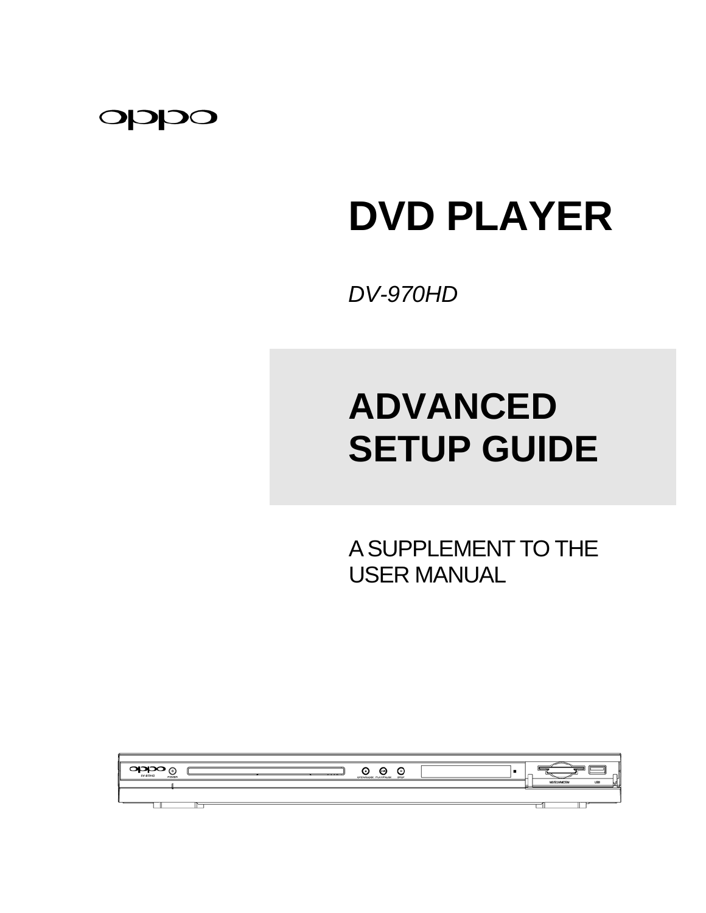oppo

# DVD PLAYER

*DV-970HD*

# ADVANCED SETUP GUIDE

A SUPPLEMENT TO THE USER MANUAL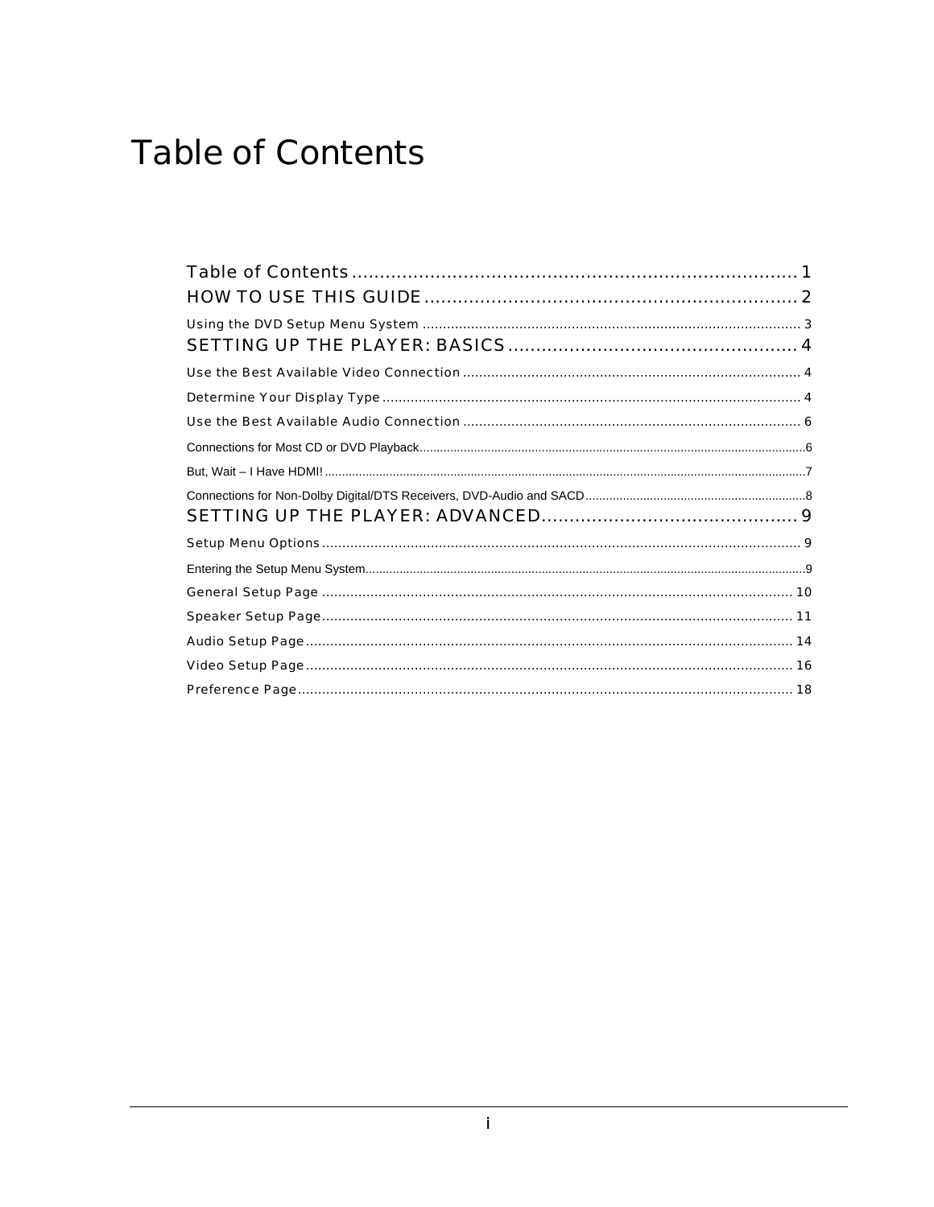# Table of Contents

Table of Contents ........................................................................ 1
HOW TO USE THIS GUIDE ................................................................ 2
Using the DVD Setup Menu System ........................................................ 3
SETTING UP THE PLAYER: BASICS ........................................................ 4
Use the Best Available Video Connection ................................................ 4
Determine Your Display Type ................................................................ 4
Use the Best Available Audio Connection ................................................ 6
Connections for Most CD or DVD Playback ................................................ 6
But, Wait – I Have HDMI! ........................................................................ 7
Connections for Non-Dolby Digital/DTS Receivers, DVD-Audio and SACD ................ 8
SETTING UP THE PLAYER: ADVANCED ................................................... 9
Setup Menu Options ............................................................................. 9
Entering the Setup Menu System ............................................................. 9
General Setup Page ............................................................................. 10
Speaker Setup Page ............................................................................. 11
Audio Setup Page ................................................................................ 14
Video Setup Page ................................................................................ 16
Preference Page .................................................................................. 18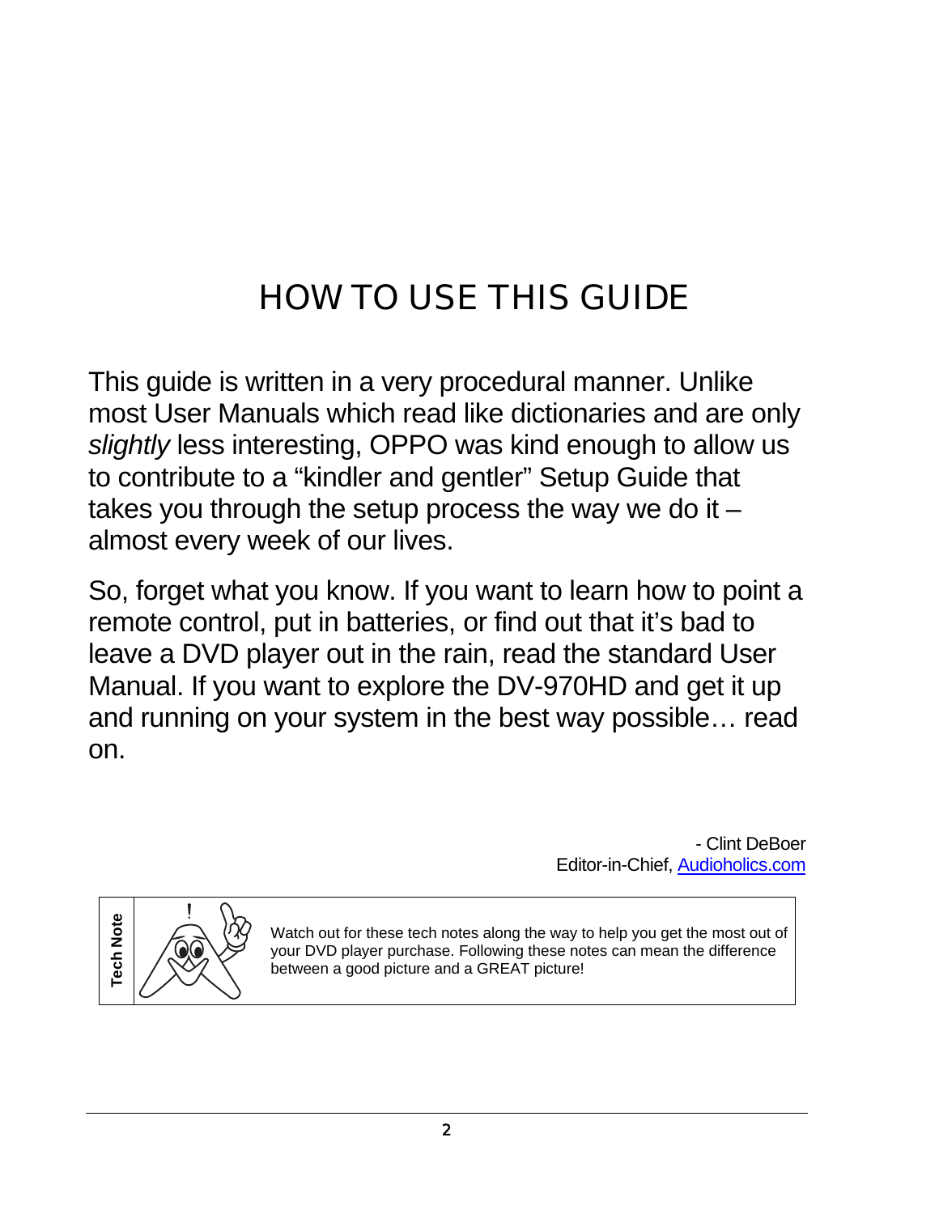# HOW TO USE THIS GUIDE

This guide is written in a very procedural manner. Unlike most User Manuals which read like dictionaries and are only *slightly* less interesting, OPPO was kind enough to allow us to contribute to a "kindler and gentler" Setup Guide that takes you through the setup process the way we do it – almost every week of our lives.

So, forget what you know. If you want to learn how to point a remote control, put in batteries, or find out that it's bad to leave a DVD player out in the rain, read the standard User Manual. If you want to explore the DV-970HD and get it up and running on your system in the best way possible… read on.

- Clint DeBoer
Editor-in-Chief, [Audioholics.com](Audioholics.com)

**Tech Note**

Watch out for these tech notes along the way to help you get the most out of your DVD player purchase. Following these notes can mean the difference between a good picture and a GREAT picture!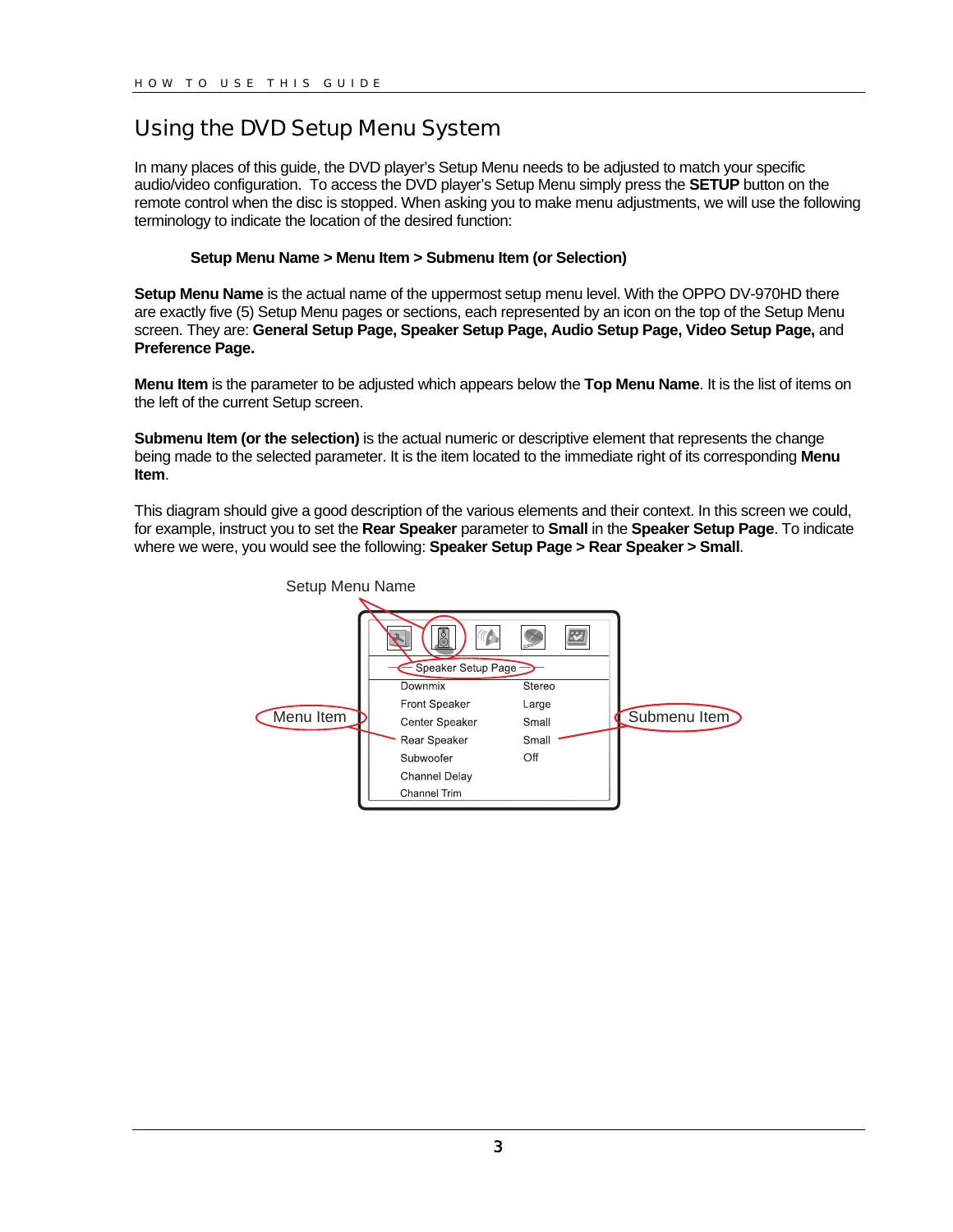# Using the DVD Setup Menu System

In many places of this guide, the DVD player's Setup Menu needs to be adjusted to match your specific audio/video configuration. To access the DVD player's Setup Menu simply press the **SETUP** button on the remote control when the disc is stopped. When asking you to make menu adjustments, we will use the following terminology to indicate the location of the desired function:

**Setup Menu Name > Menu Item > Submenu Item (or Selection)**

**Setup Menu Name** is the actual name of the uppermost setup menu level. With the OPPO DV-970HD there are exactly five (5) Setup Menu pages or sections, each represented by an icon on the top of the Setup Menu screen. They are: **General Setup Page, Speaker Setup Page, Audio Setup Page, Video Setup Page,** and **Preference Page.**

**Menu Item** is the parameter to be adjusted which appears below the **Top Menu Name**. It is the list of items on the left of the current Setup screen.

**Submenu Item (or the selection)** is the actual numeric or descriptive element that represents the change being made to the selected parameter. It is the item located to the immediate right of its corresponding **Menu Item**.

This diagram should give a good description of the various elements and their context. In this screen we could, for example, instruct you to set the **Rear Speaker** parameter to **Small** in the **Speaker Setup Page**. To indicate where we were, you would see the following: **Speaker Setup Page > Rear Speaker > Small**.

Setup Menu Name

Menu Item

Submenu Item

Speaker Setup Page

| | |
|---|---|
| Downmix | Stereo |
| Front Speaker | Large |
| Center Speaker | Small |
| Rear Speaker | Small |
| Subwoofer | Off |
| Channel Delay | |
| Channel Trim | |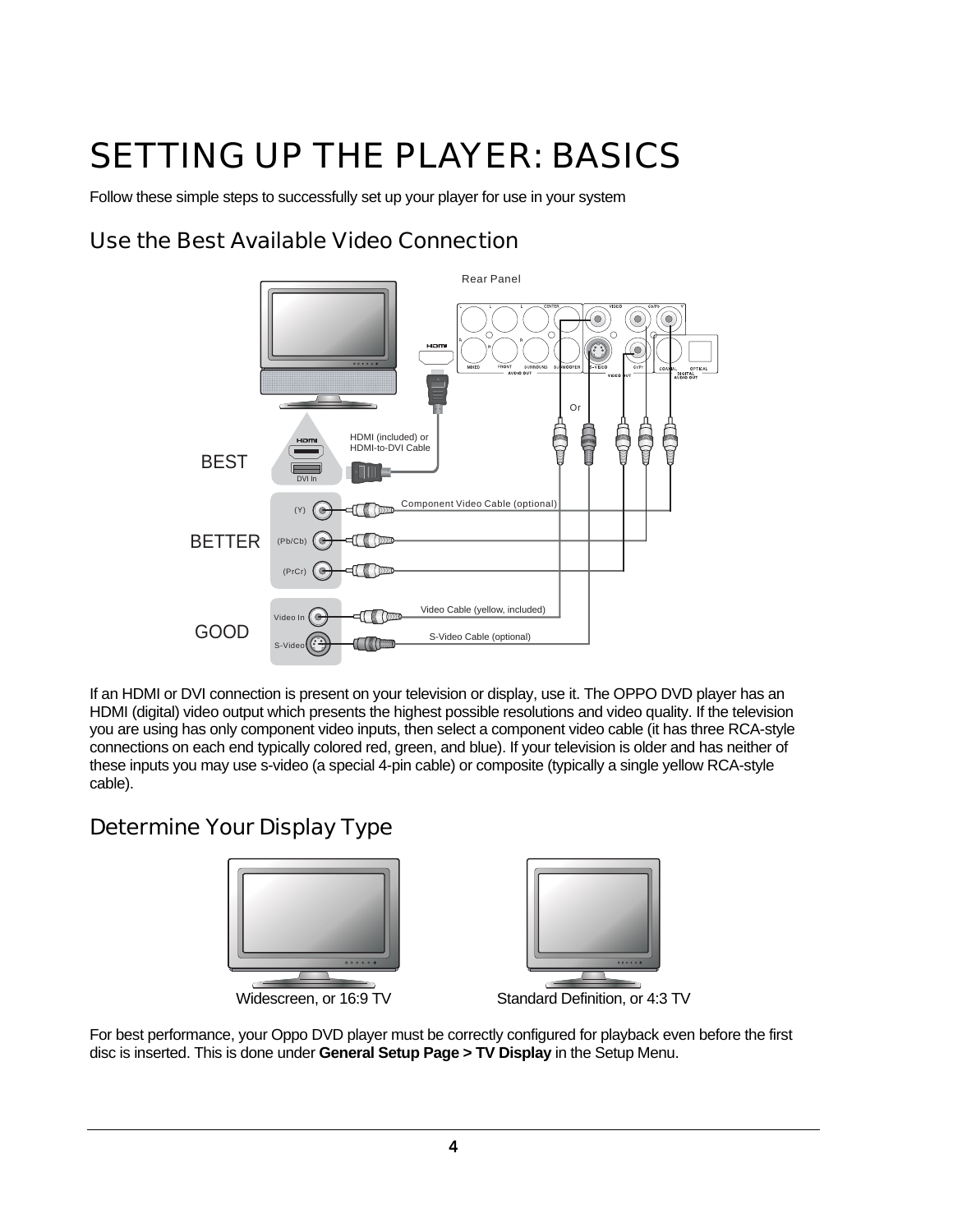# SETTING UP THE PLAYER: BASICS

Follow these simple steps to successfully set up your player for use in your system

## Use the Best Available Video Connection

If an HDMI or DVI connection is present on your television or display, use it. The OPPO DVD player has an HDMI (digital) video output which presents the highest possible resolutions and video quality. If the television you are using has only component video inputs, then select a component video cable (it has three RCA-style connections on each end typically colored red, green, and blue). If your television is older and has neither of these inputs you may use s-video (a special 4-pin cable) or composite (typically a single yellow RCA-style cable).

## Determine Your Display Type

Widescreen, or 16:9 TV

Standard Definition, or 4:3 TV

For best performance, your Oppo DVD player must be correctly configured for playback even before the first disc is inserted. This is done under **General Setup Page > TV Display** in the Setup Menu.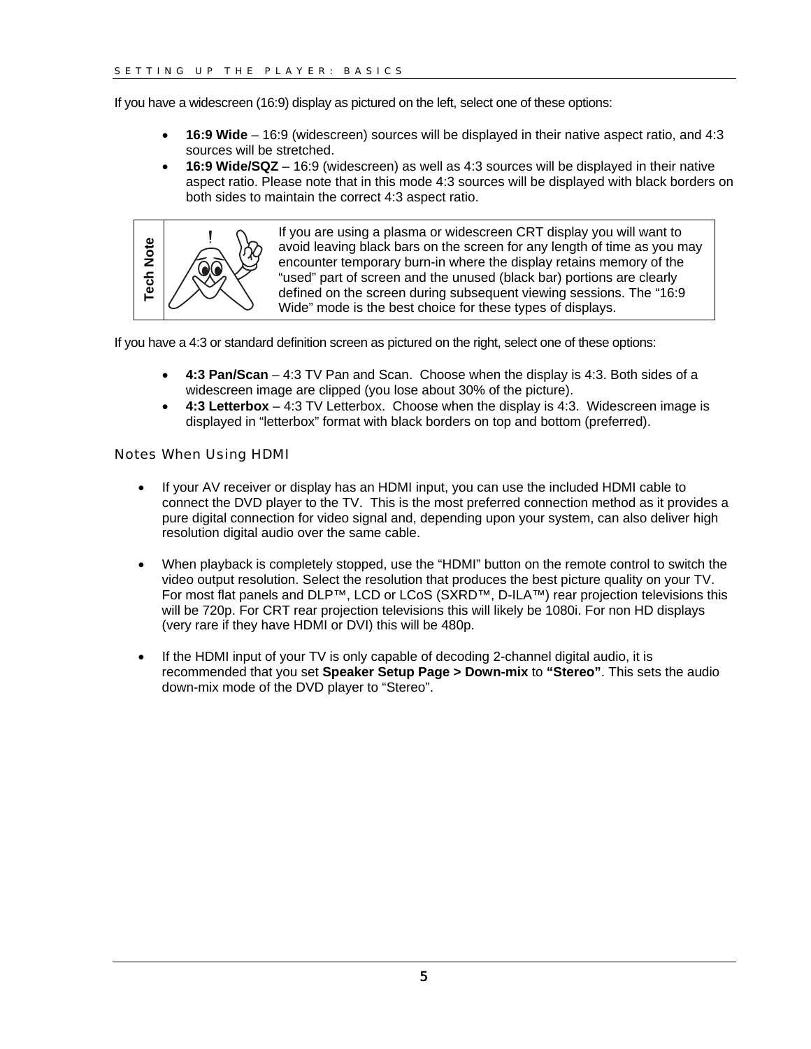If you have a widescreen (16:9) display as pictured on the left, select one of these options:

- **16:9 Wide** – 16:9 (widescreen) sources will be displayed in their native aspect ratio, and 4:3 sources will be stretched.
- **16:9 Wide/SQZ** – 16:9 (widescreen) as well as 4:3 sources will be displayed in their native aspect ratio. Please note that in this mode 4:3 sources will be displayed with black borders on both sides to maintain the correct 4:3 aspect ratio.

| Tech Note | If you are using a plasma or widescreen CRT display you will want to avoid leaving black bars on the screen for any length of time as you may encounter temporary burn-in where the display retains memory of the "used" part of screen and the unused (black bar) portions are clearly defined on the screen during subsequent viewing sessions. The "16:9 Wide" mode is the best choice for these types of displays. |
| --- | --- |

If you have a 4:3 or standard definition screen as pictured on the right, select one of these options:

- **4:3 Pan/Scan** – 4:3 TV Pan and Scan. Choose when the display is 4:3. Both sides of a widescreen image are clipped (you lose about 30% of the picture).
- **4:3 Letterbox** – 4:3 TV Letterbox. Choose when the display is 4:3. Widescreen image is displayed in "letterbox" format with black borders on top and bottom (preferred).

### Notes When Using HDMI

- If your AV receiver or display has an HDMI input, you can use the included HDMI cable to connect the DVD player to the TV. This is the most preferred connection method as it provides a pure digital connection for video signal and, depending upon your system, can also deliver high resolution digital audio over the same cable.

- When playback is completely stopped, use the "HDMI" button on the remote control to switch the video output resolution. Select the resolution that produces the best picture quality on your TV. For most flat panels and DLP™, LCD or LCoS (SXRD™, D-ILA™) rear projection televisions this will be 720p. For CRT rear projection televisions this will likely be 1080i. For non HD displays (very rare if they have HDMI or DVI) this will be 480p.

- If the HDMI input of your TV is only capable of decoding 2-channel digital audio, it is recommended that you set **Speaker Setup Page > Down-mix** to **"Stereo"**. This sets the audio down-mix mode of the DVD player to "Stereo".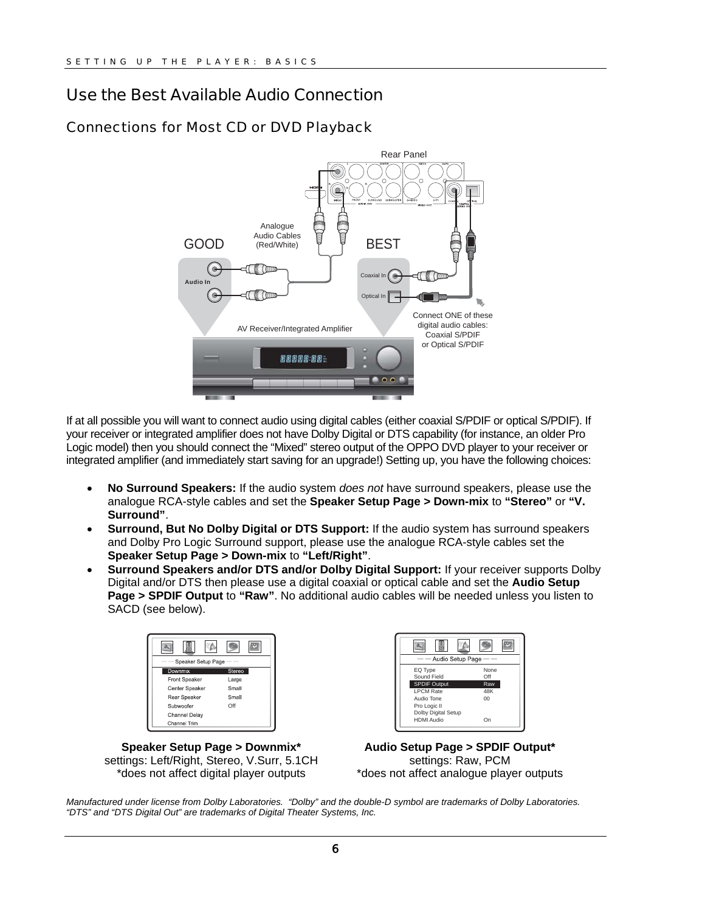# Use the Best Available Audio Connection

## Connections for Most CD or DVD Playback

If at all possible you will want to connect audio using digital cables (either coaxial S/PDIF or optical S/PDIF). If your receiver or integrated amplifier does not have Dolby Digital or DTS capability (for instance, an older Pro Logic model) then you should connect the "Mixed" stereo output of the OPPO DVD player to your receiver or integrated amplifier (and immediately start saving for an upgrade!) Setting up, you have the following choices:

- **No Surround Speakers:** If the audio system *does not* have surround speakers, please use the analogue RCA-style cables and set the **Speaker Setup Page > Down-mix** to **"Stereo"** or **"V. Surround"**.
- **Surround, But No Dolby Digital or DTS Support:** If the audio system has surround speakers and Dolby Pro Logic Surround support, please use the analogue RCA-style cables set the **Speaker Setup Page > Down-mix** to **"Left/Right"**.
- **Surround Speakers and/or DTS and/or Dolby Digital Support:** If your receiver supports Dolby Digital and/or DTS then please use a digital coaxial or optical cable and set the **Audio Setup Page > SPDIF Output** to **"Raw"**. No additional audio cables will be needed unless you listen to SACD (see below).

**Speaker Setup Page > Downmix***
settings: Left/Right, Stereo, V.Surr, 5.1CH
*does not affect digital player outputs

**Audio Setup Page > SPDIF Output***
settings: Raw, PCM
*does not affect analogue player outputs

*Manufactured under license from Dolby Laboratories. "Dolby" and the double-D symbol are trademarks of Dolby Laboratories. "DTS" and "DTS Digital Out" are trademarks of Digital Theater Systems, Inc.*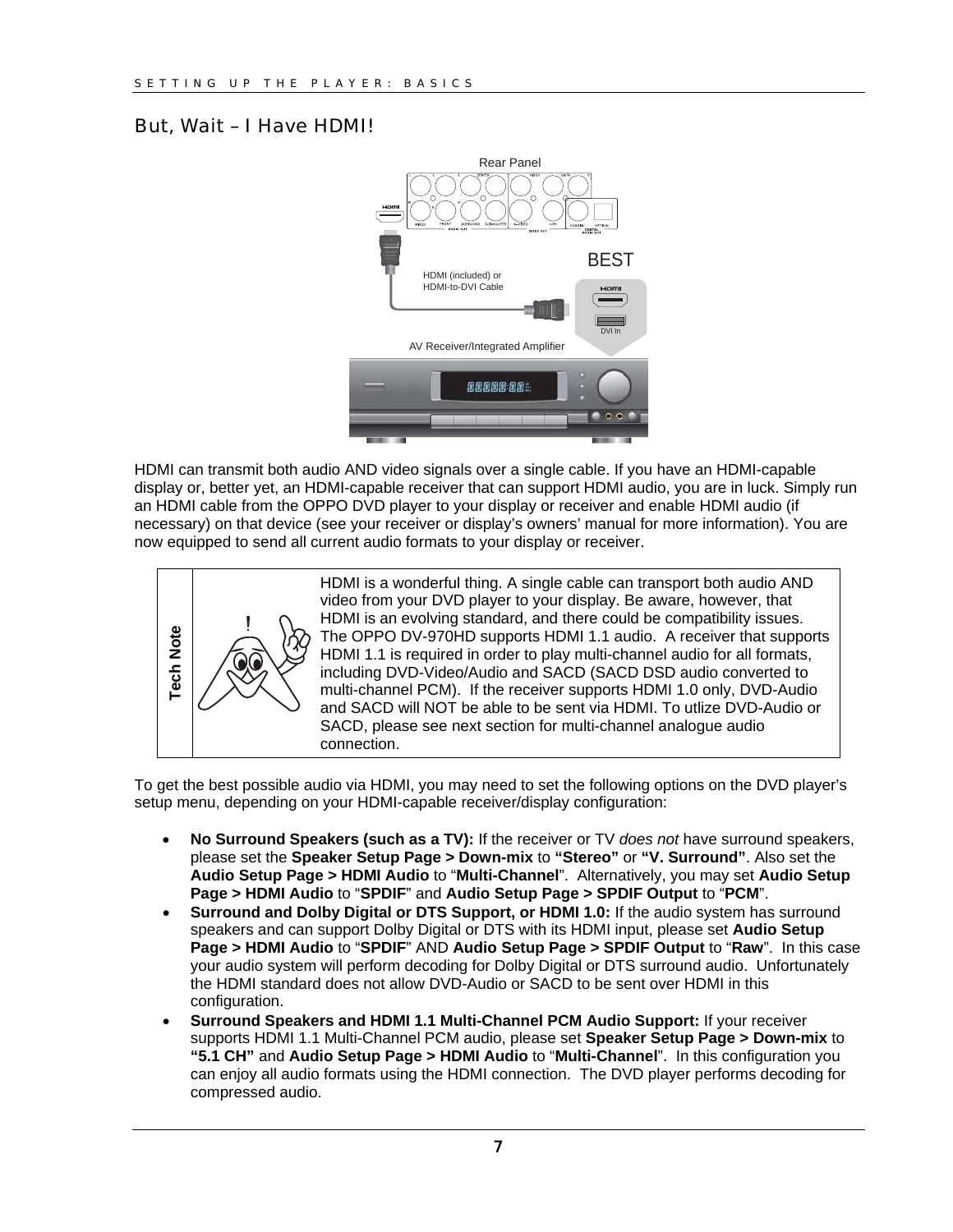## But, Wait – I Have HDMI!

HDMI can transmit both audio AND video signals over a single cable. If you have an HDMI-capable display or, better yet, an HDMI-capable receiver that can support HDMI audio, you are in luck. Simply run an HDMI cable from the OPPO DVD player to your display or receiver and enable HDMI audio (if necessary) on that device (see your receiver or display's owners' manual for more information). You are now equipped to send all current audio formats to your display or receiver.

| Tech Note |
|---|
| HDMI is a wonderful thing. A single cable can transport both audio AND video from your DVD player to your display. Be aware, however, that HDMI is an evolving standard, and there could be compatibility issues. The OPPO DV-970HD supports HDMI 1.1 audio. A receiver that supports HDMI 1.1 is required in order to play multi-channel audio for all formats, including DVD-Video/Audio and SACD (SACD DSD audio converted to multi-channel PCM). If the receiver supports HDMI 1.0 only, DVD-Audio and SACD will NOT be able to be sent via HDMI. To utlize DVD-Audio or SACD, please see next section for multi-channel analogue audio connection. |

To get the best possible audio via HDMI, you may need to set the following options on the DVD player's setup menu, depending on your HDMI-capable receiver/display configuration:

- **No Surround Speakers (such as a TV):** If the receiver or TV *does not* have surround speakers, please set the **Speaker Setup Page > Down-mix** to **"Stereo"** or **"V. Surround"**. Also set the **Audio Setup Page > HDMI Audio** to "**Multi-Channel**". Alternatively, you may set **Audio Setup Page > HDMI Audio** to "**SPDIF**" and **Audio Setup Page > SPDIF Output** to "**PCM**".
- **Surround and Dolby Digital or DTS Support, or HDMI 1.0:** If the audio system has surround speakers and can support Dolby Digital or DTS with its HDMI input, please set **Audio Setup Page > HDMI Audio** to "**SPDIF**" AND **Audio Setup Page > SPDIF Output** to "**Raw**". In this case your audio system will perform decoding for Dolby Digital or DTS surround audio. Unfortunately the HDMI standard does not allow DVD-Audio or SACD to be sent over HDMI in this configuration.
- **Surround Speakers and HDMI 1.1 Multi-Channel PCM Audio Support:** If your receiver supports HDMI 1.1 Multi-Channel PCM audio, please set **Speaker Setup Page > Down-mix** to **"5.1 CH"** and **Audio Setup Page > HDMI Audio** to "**Multi-Channel**". In this configuration you can enjoy all audio formats using the HDMI connection. The DVD player performs decoding for compressed audio.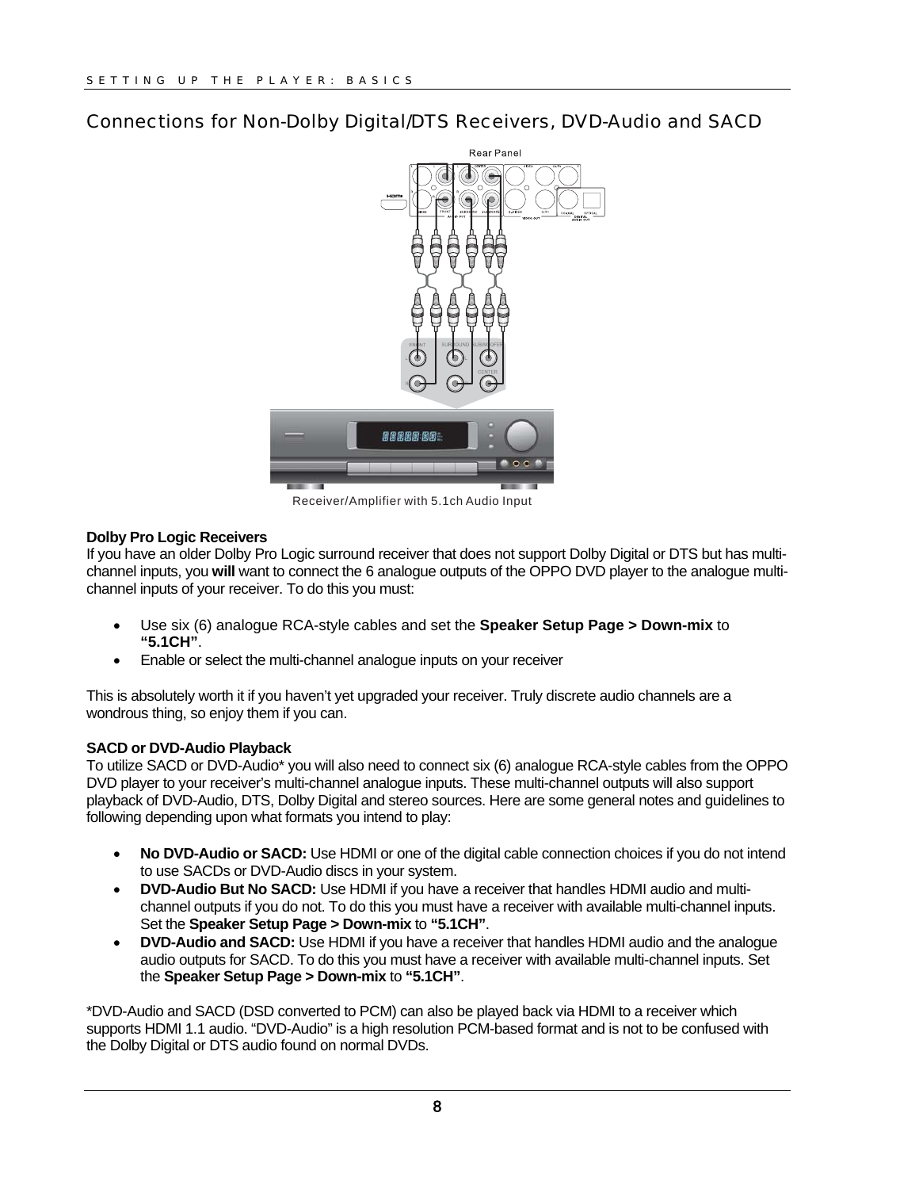## Connections for Non-Dolby Digital/DTS Receivers, DVD-Audio and SACD

Receiver/Amplifier with 5.1ch Audio Input

**Dolby Pro Logic Receivers**

If you have an older Dolby Pro Logic surround receiver that does not support Dolby Digital or DTS but has multi-channel inputs, you **will** want to connect the 6 analogue outputs of the OPPO DVD player to the analogue multi-channel inputs of your receiver. To do this you must:

- Use six (6) analogue RCA-style cables and set the **Speaker Setup Page > Down-mix** to **"5.1CH"**.
- Enable or select the multi-channel analogue inputs on your receiver

This is absolutely worth it if you haven't yet upgraded your receiver. Truly discrete audio channels are a wondrous thing, so enjoy them if you can.

**SACD or DVD-Audio Playback**

To utilize SACD or DVD-Audio* you will also need to connect six (6) analogue RCA-style cables from the OPPO DVD player to your receiver's multi-channel analogue inputs. These multi-channel outputs will also support playback of DVD-Audio, DTS, Dolby Digital and stereo sources. Here are some general notes and guidelines to following depending upon what formats you intend to play:

- **No DVD-Audio or SACD:** Use HDMI or one of the digital cable connection choices if you do not intend to use SACDs or DVD-Audio discs in your system.
- **DVD-Audio But No SACD:** Use HDMI if you have a receiver that handles HDMI audio and multi-channel outputs if you do not. To do this you must have a receiver with available multi-channel inputs. Set the **Speaker Setup Page > Down-mix** to **"5.1CH"**.
- **DVD-Audio and SACD:** Use HDMI if you have a receiver that handles HDMI audio and the analogue audio outputs for SACD. To do this you must have a receiver with available multi-channel inputs. Set the **Speaker Setup Page > Down-mix** to **"5.1CH"**.

*DVD-Audio and SACD (DSD converted to PCM) can also be played back via HDMI to a receiver which supports HDMI 1.1 audio. "DVD-Audio" is a high resolution PCM-based format and is not to be confused with the Dolby Digital or DTS audio found on normal DVDs.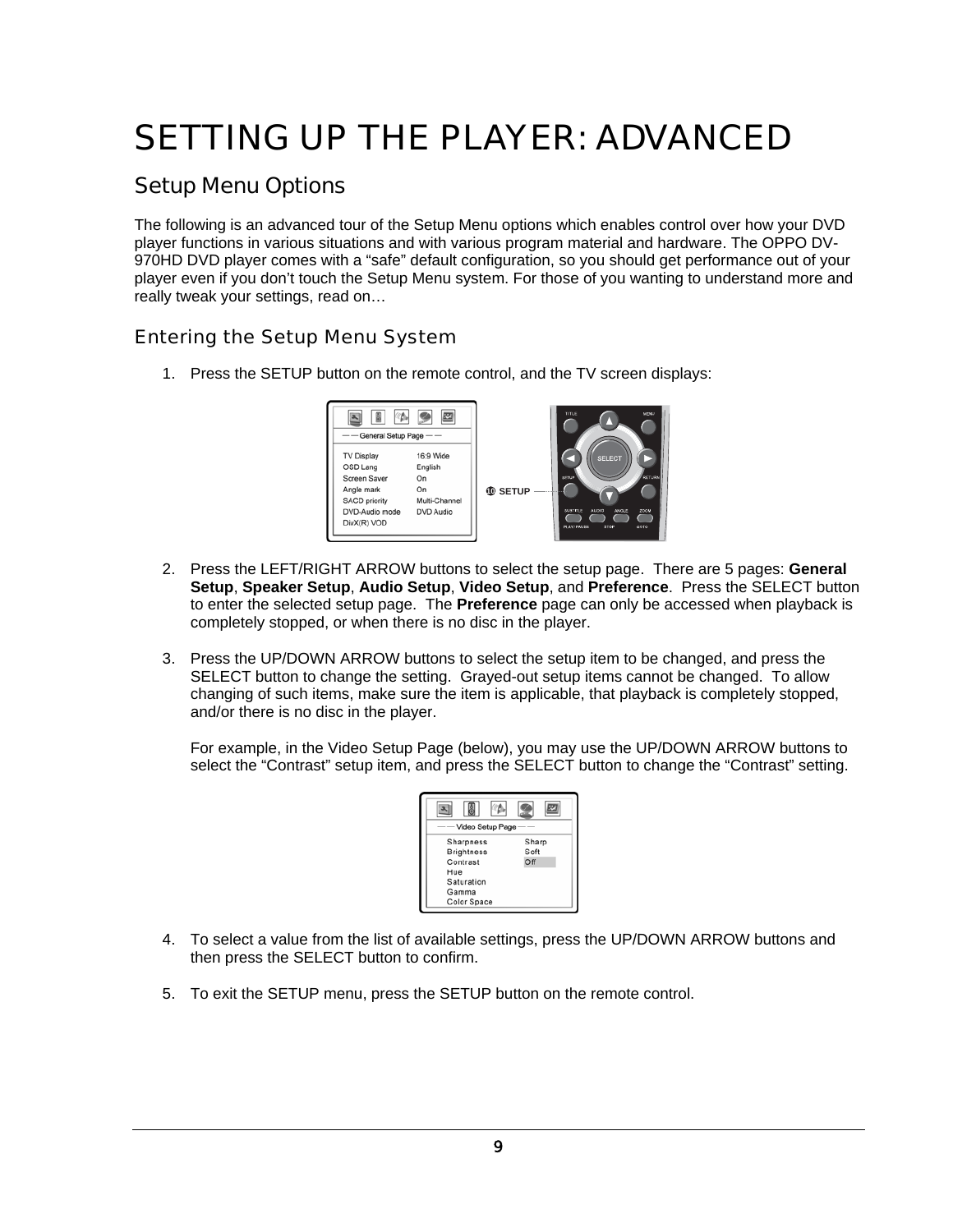# SETTING UP THE PLAYER: ADVANCED

## Setup Menu Options

The following is an advanced tour of the Setup Menu options which enables control over how your DVD player functions in various situations and with various program material and hardware. The OPPO DV-970HD DVD player comes with a “safe” default configuration, so you should get performance out of your player even if you don’t touch the Setup Menu system. For those of you wanting to understand more and really tweak your settings, read on…

### Entering the Setup Menu System

1. Press the SETUP button on the remote control, and the TV screen displays:

2. Press the LEFT/RIGHT ARROW buttons to select the setup page. There are 5 pages: **General Setup**, **Speaker Setup**, **Audio Setup**, **Video Setup**, and **Preference**. Press the SELECT button to enter the selected setup page. The **Preference** page can only be accessed when playback is completely stopped, or when there is no disc in the player.

3. Press the UP/DOWN ARROW buttons to select the setup item to be changed, and press the SELECT button to change the setting. Grayed-out setup items cannot be changed. To allow changing of such items, make sure the item is applicable, that playback is completely stopped, and/or there is no disc in the player.

   For example, in the Video Setup Page (below), you may use the UP/DOWN ARROW buttons to select the “Contrast” setup item, and press the SELECT button to change the “Contrast” setting.

4. To select a value from the list of available settings, press the UP/DOWN ARROW buttons and then press the SELECT button to confirm.

5. To exit the SETUP menu, press the SETUP button on the remote control.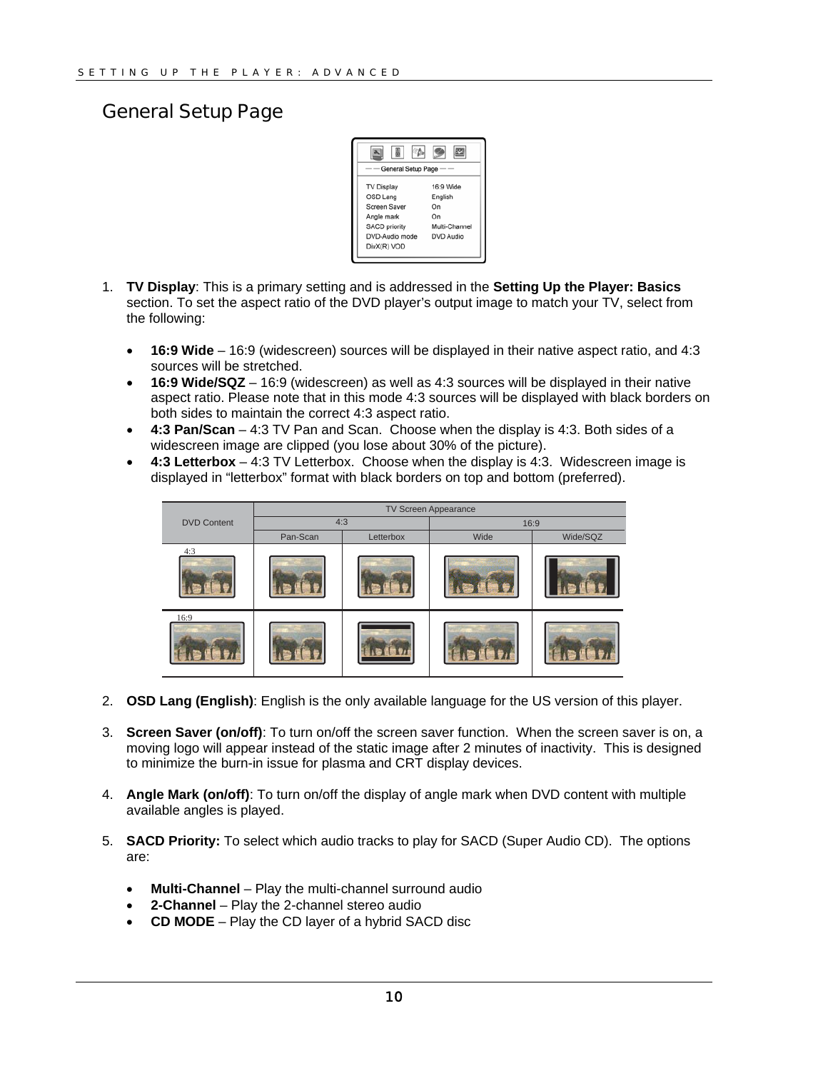## General Setup Page

| General Setup Page | |
|---|---|
| TV Display | 16:9 Wide |
| OSD Lang | English |
| Screen Saver | On |
| Angle mark | On |
| SACD priority | Multi-Channel |
| DVD-Audio mode | DVD Audio |
| DivX(R) VOD | |

1. **TV Display**: This is a primary setting and is addressed in the **Setting Up the Player: Basics** section. To set the aspect ratio of the DVD player's output image to match your TV, select from the following:

   - **16:9 Wide** – 16:9 (widescreen) sources will be displayed in their native aspect ratio, and 4:3 sources will be stretched.
   - **16:9 Wide/SQZ** – 16:9 (widescreen) as well as 4:3 sources will be displayed in their native aspect ratio. Please note that in this mode 4:3 sources will be displayed with black borders on both sides to maintain the correct 4:3 aspect ratio.
   - **4:3 Pan/Scan** – 4:3 TV Pan and Scan. Choose when the display is 4:3. Both sides of a widescreen image are clipped (you lose about 30% of the picture).
   - **4:3 Letterbox** – 4:3 TV Letterbox. Choose when the display is 4:3. Widescreen image is displayed in "letterbox" format with black borders on top and bottom (preferred).

| DVD Content | TV Screen Appearance | | | |
|---|---|---|---|---|
| | 4:3 | | 16:9 | |
| | Pan-Scan | Letterbox | Wide | Wide/SQZ |
| 4:3 | | | | |
| 16:9 | | | | |

2. **OSD Lang (English)**: English is the only available language for the US version of this player.

3. **Screen Saver (on/off)**: To turn on/off the screen saver function. When the screen saver is on, a moving logo will appear instead of the static image after 2 minutes of inactivity. This is designed to minimize the burn-in issue for plasma and CRT display devices.

4. **Angle Mark (on/off)**: To turn on/off the display of angle mark when DVD content with multiple available angles is played.

5. **SACD Priority:** To select which audio tracks to play for SACD (Super Audio CD). The options are:

   - **Multi-Channel** – Play the multi-channel surround audio
   - **2-Channel** – Play the 2-channel stereo audio
   - **CD MODE** – Play the CD layer of a hybrid SACD disc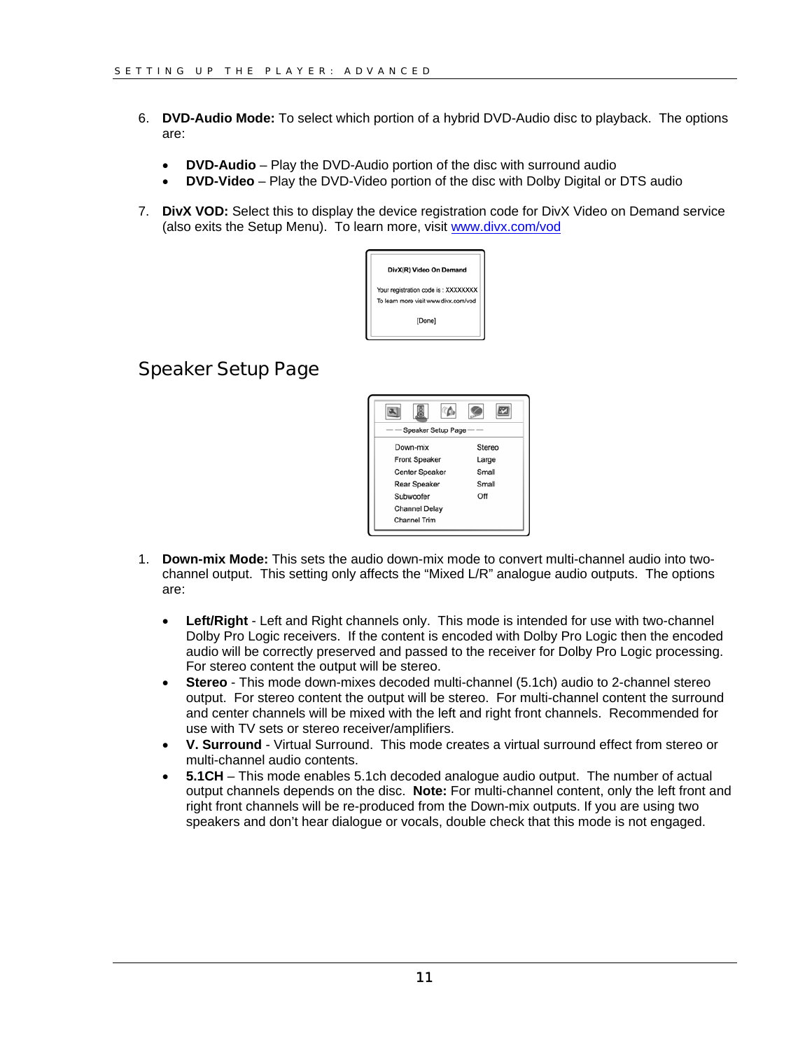6. **DVD-Audio Mode:** To select which portion of a hybrid DVD-Audio disc to playback. The options are:

   - **DVD-Audio** – Play the DVD-Audio portion of the disc with surround audio
   - **DVD-Video** – Play the DVD-Video portion of the disc with Dolby Digital or DTS audio

7. **DivX VOD:** Select this to display the device registration code for DivX Video on Demand service (also exits the Setup Menu). To learn more, visit www.divx.com/vod

## Speaker Setup Page

1. **Down-mix Mode:** This sets the audio down-mix mode to convert multi-channel audio into two-channel output. This setting only affects the "Mixed L/R" analogue audio outputs. The options are:

   - **Left/Right** - Left and Right channels only. This mode is intended for use with two-channel Dolby Pro Logic receivers. If the content is encoded with Dolby Pro Logic then the encoded audio will be correctly preserved and passed to the receiver for Dolby Pro Logic processing. For stereo content the output will be stereo.
   - **Stereo** - This mode down-mixes decoded multi-channel (5.1ch) audio to 2-channel stereo output. For stereo content the output will be stereo. For multi-channel content the surround and center channels will be mixed with the left and right front channels. Recommended for use with TV sets or stereo receiver/amplifiers.
   - **V. Surround** - Virtual Surround. This mode creates a virtual surround effect from stereo or multi-channel audio contents.
   - **5.1CH** – This mode enables 5.1ch decoded analogue audio output. The number of actual output channels depends on the disc. **Note:** For multi-channel content, only the left front and right front channels will be re-produced from the Down-mix outputs. If you are using two speakers and don't hear dialogue or vocals, double check that this mode is not engaged.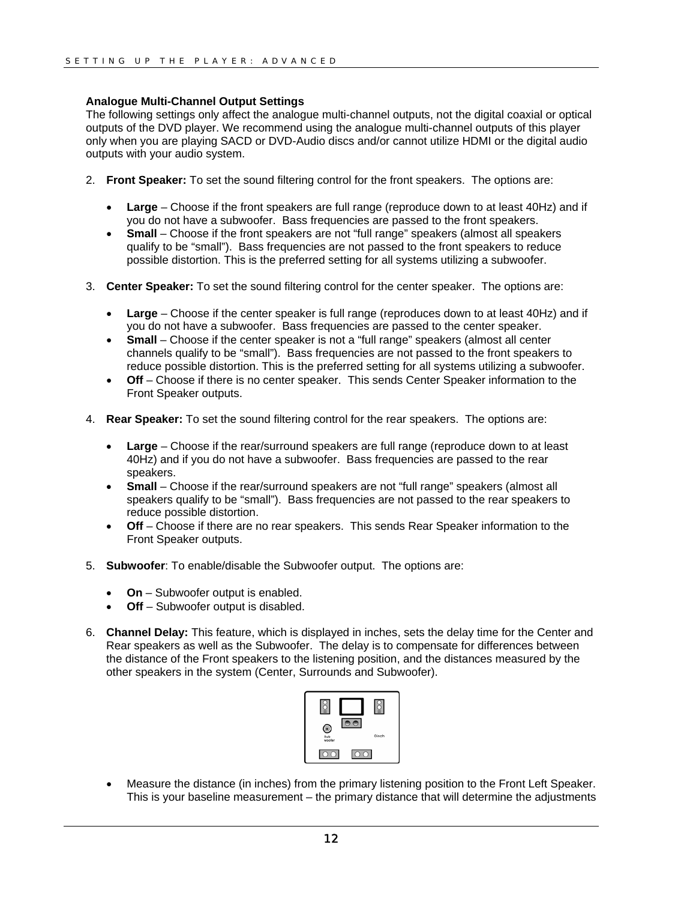### Analogue Multi-Channel Output Settings

The following settings only affect the analogue multi-channel outputs, not the digital coaxial or optical outputs of the DVD player. We recommend using the analogue multi-channel outputs of this player only when you are playing SACD or DVD-Audio discs and/or cannot utilize HDMI or the digital audio outputs with your audio system.

2. **Front Speaker:** To set the sound filtering control for the front speakers. The options are:

   - **Large** – Choose if the front speakers are full range (reproduce down to at least 40Hz) and if you do not have a subwoofer. Bass frequencies are passed to the front speakers.
   - **Small** – Choose if the front speakers are not “full range” speakers (almost all speakers qualify to be “small”). Bass frequencies are not passed to the front speakers to reduce possible distortion. This is the preferred setting for all systems utilizing a subwoofer.

3. **Center Speaker:** To set the sound filtering control for the center speaker. The options are:

   - **Large** – Choose if the center speaker is full range (reproduces down to at least 40Hz) and if you do not have a subwoofer. Bass frequencies are passed to the center speaker.
   - **Small** – Choose if the center speaker is not a “full range” speakers (almost all center channels qualify to be “small”). Bass frequencies are not passed to the front speakers to reduce possible distortion. This is the preferred setting for all systems utilizing a subwoofer.
   - **Off** – Choose if there is no center speaker. This sends Center Speaker information to the Front Speaker outputs.

4. **Rear Speaker:** To set the sound filtering control for the rear speakers. The options are:

   - **Large** – Choose if the rear/surround speakers are full range (reproduce down to at least 40Hz) and if you do not have a subwoofer. Bass frequencies are passed to the rear speakers.
   - **Small** – Choose if the rear/surround speakers are not “full range” speakers (almost all speakers qualify to be “small”). Bass frequencies are not passed to the rear speakers to reduce possible distortion.
   - **Off** – Choose if there are no rear speakers. This sends Rear Speaker information to the Front Speaker outputs.

5. **Subwoofer**: To enable/disable the Subwoofer output. The options are:

   - **On** – Subwoofer output is enabled.
   - **Off** – Subwoofer output is disabled.

6. **Channel Delay:** This feature, which is displayed in inches, sets the delay time for the Center and Rear speakers as well as the Subwoofer. The delay is to compensate for differences between the distance of the Front speakers to the listening position, and the distances measured by the other speakers in the system (Center, Surrounds and Subwoofer).

   - Measure the distance (in inches) from the primary listening position to the Front Left Speaker. This is your baseline measurement – the primary distance that will determine the adjustments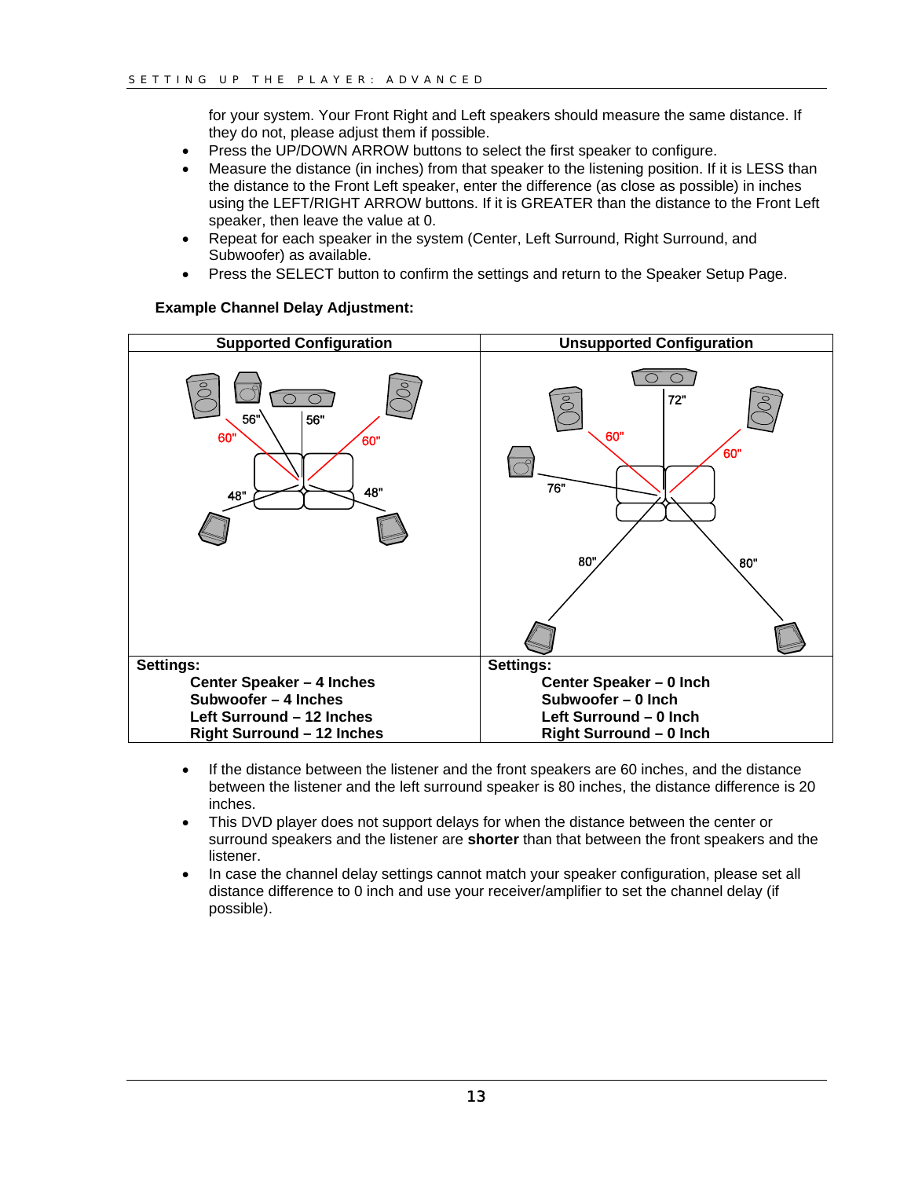for your system. Your Front Right and Left speakers should measure the same distance. If they do not, please adjust them if possible.

- Press the UP/DOWN ARROW buttons to select the first speaker to configure.
- Measure the distance (in inches) from that speaker to the listening position. If it is LESS than the distance to the Front Left speaker, enter the difference (as close as possible) in inches using the LEFT/RIGHT ARROW buttons. If it is GREATER than the distance to the Front Left speaker, then leave the value at 0.
- Repeat for each speaker in the system (Center, Left Surround, Right Surround, and Subwoofer) as available.
- Press the SELECT button to confirm the settings and return to the Speaker Setup Page.

**Example Channel Delay Adjustment:**

| Supported Configuration | Unsupported Configuration |
|---|---|
| 56" 56" 60" 60" 48" 48" | 72" 60" 60" 76" 80" 80" |
| **Settings:**<br>**Center Speaker – 4 Inches**<br>**Subwoofer – 4 Inches**<br>**Left Surround – 12 Inches**<br>**Right Surround – 12 Inches** | **Settings:**<br>**Center Speaker – 0 Inch**<br>**Subwoofer – 0 Inch**<br>**Left Surround – 0 Inch**<br>**Right Surround – 0 Inch** |

- If the distance between the listener and the front speakers are 60 inches, and the distance between the listener and the left surround speaker is 80 inches, the distance difference is 20 inches.
- This DVD player does not support delays for when the distance between the center or surround speakers and the listener are **shorter** than that between the front speakers and the listener.
- In case the channel delay settings cannot match your speaker configuration, please set all distance difference to 0 inch and use your receiver/amplifier to set the channel delay (if possible).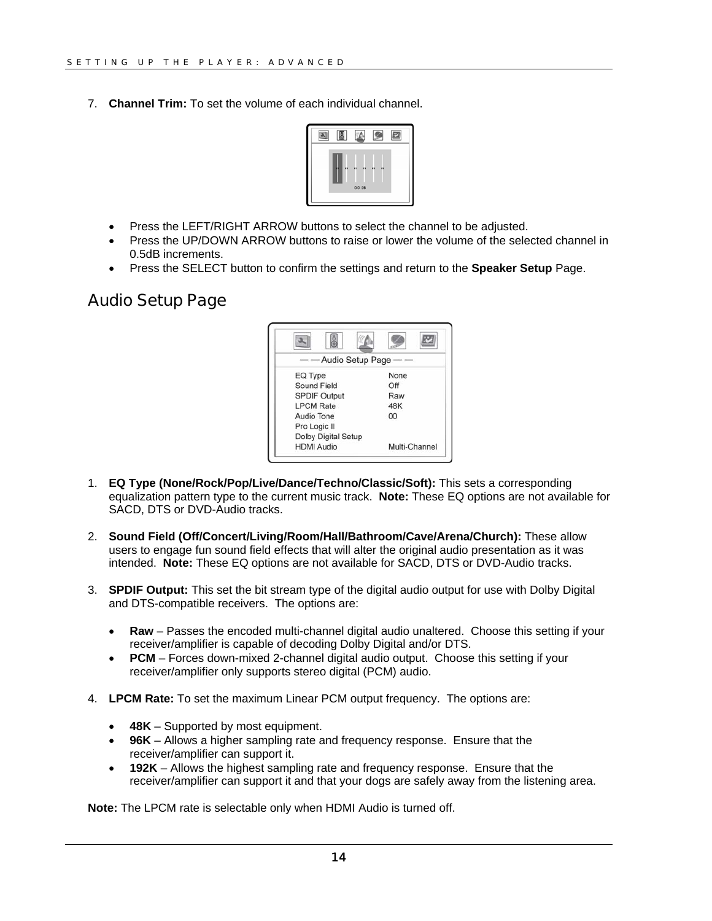7. **Channel Trim:** To set the volume of each individual channel.

- Press the LEFT/RIGHT ARROW buttons to select the channel to be adjusted.
- Press the UP/DOWN ARROW buttons to raise or lower the volume of the selected channel in 0.5dB increments.
- Press the SELECT button to confirm the settings and return to the **Speaker Setup** Page.

## Audio Setup Page

1. **EQ Type (None/Rock/Pop/Live/Dance/Techno/Classic/Soft):** This sets a corresponding equalization pattern type to the current music track. **Note:** These EQ options are not available for SACD, DTS or DVD-Audio tracks.

2. **Sound Field (Off/Concert/Living/Room/Hall/Bathroom/Cave/Arena/Church):** These allow users to engage fun sound field effects that will alter the original audio presentation as it was intended. **Note:** These EQ options are not available for SACD, DTS or DVD-Audio tracks.

3. **SPDIF Output:** This set the bit stream type of the digital audio output for use with Dolby Digital and DTS-compatible receivers. The options are:

   - **Raw** – Passes the encoded multi-channel digital audio unaltered. Choose this setting if your receiver/amplifier is capable of decoding Dolby Digital and/or DTS.
   - **PCM** – Forces down-mixed 2-channel digital audio output. Choose this setting if your receiver/amplifier only supports stereo digital (PCM) audio.

4. **LPCM Rate:** To set the maximum Linear PCM output frequency. The options are:

   - **48K** – Supported by most equipment.
   - **96K** – Allows a higher sampling rate and frequency response. Ensure that the receiver/amplifier can support it.
   - **192K** – Allows the highest sampling rate and frequency response. Ensure that the receiver/amplifier can support it and that your dogs are safely away from the listening area.

**Note:** The LPCM rate is selectable only when HDMI Audio is turned off.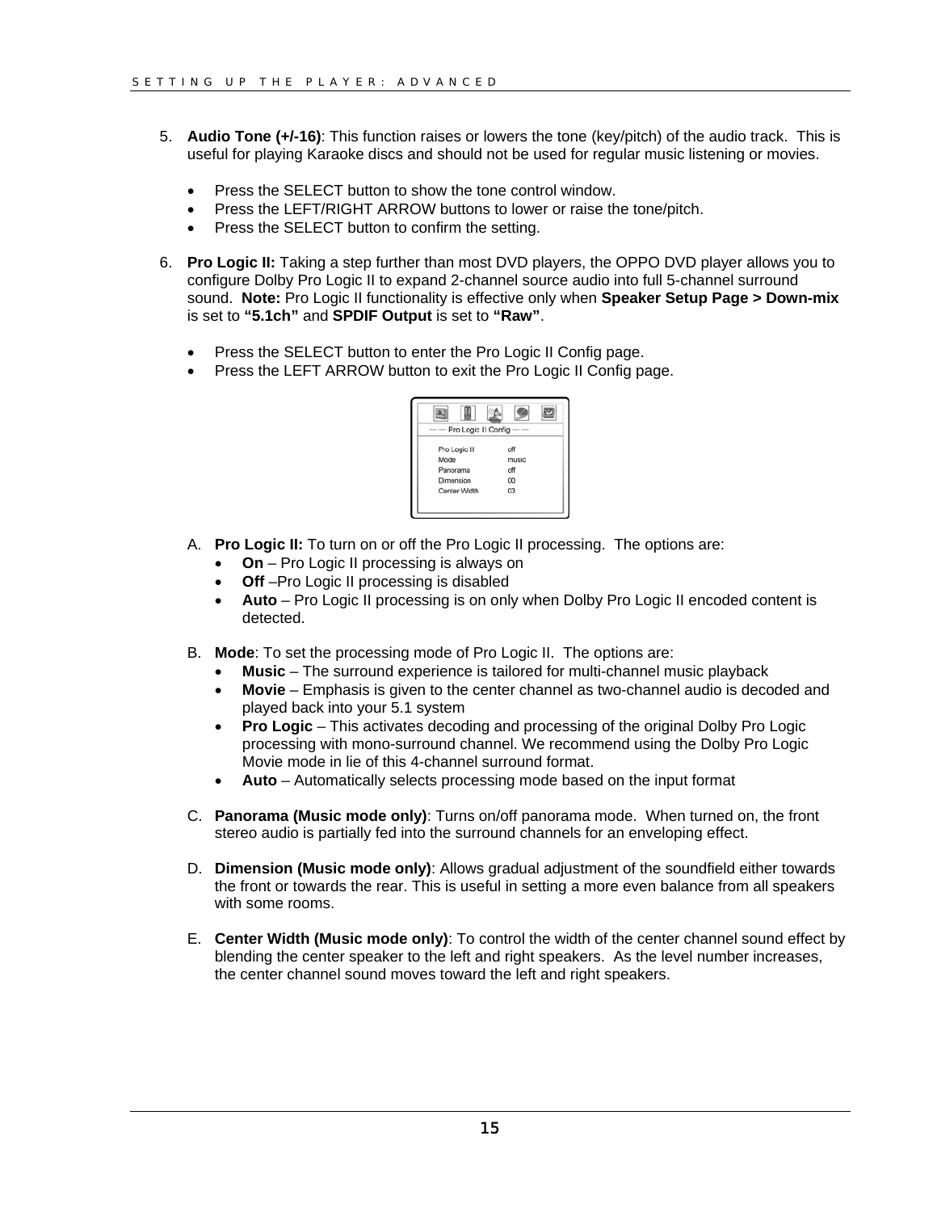5. **Audio Tone (+/-16)**: This function raises or lowers the tone (key/pitch) of the audio track. This is useful for playing Karaoke discs and should not be used for regular music listening or movies.

   - Press the SELECT button to show the tone control window.
   - Press the LEFT/RIGHT ARROW buttons to lower or raise the tone/pitch.
   - Press the SELECT button to confirm the setting.

6. **Pro Logic II:** Taking a step further than most DVD players, the OPPO DVD player allows you to configure Dolby Pro Logic II to expand 2-channel source audio into full 5-channel surround sound. **Note:** Pro Logic II functionality is effective only when **Speaker Setup Page > Down-mix** is set to **"5.1ch"** and **SPDIF Output** is set to **"Raw"**.

   - Press the SELECT button to enter the Pro Logic II Config page.
   - Press the LEFT ARROW button to exit the Pro Logic II Config page.

   — — Pro Logic II Config — —

   | | |
   |---|---|
   | Pro Logic II | off |
   | Mode | music |
   | Panorama | off |
   | Dimension | 00 |
   | Center Width | 03 |

   A. **Pro Logic II:** To turn on or off the Pro Logic II processing. The options are:
      - **On** – Pro Logic II processing is always on
      - **Off** –Pro Logic II processing is disabled
      - **Auto** – Pro Logic II processing is on only when Dolby Pro Logic II encoded content is detected.

   B. **Mode**: To set the processing mode of Pro Logic II. The options are:
      - **Music** – The surround experience is tailored for multi-channel music playback
      - **Movie** – Emphasis is given to the center channel as two-channel audio is decoded and played back into your 5.1 system
      - **Pro Logic** – This activates decoding and processing of the original Dolby Pro Logic processing with mono-surround channel. We recommend using the Dolby Pro Logic Movie mode in lie of this 4-channel surround format.
      - **Auto** – Automatically selects processing mode based on the input format

   C. **Panorama (Music mode only)**: Turns on/off panorama mode. When turned on, the front stereo audio is partially fed into the surround channels for an enveloping effect.

   D. **Dimension (Music mode only)**: Allows gradual adjustment of the soundfield either towards the front or towards the rear. This is useful in setting a more even balance from all speakers with some rooms.

   E. **Center Width (Music mode only)**: To control the width of the center channel sound effect by blending the center speaker to the left and right speakers. As the level number increases, the center channel sound moves toward the left and right speakers.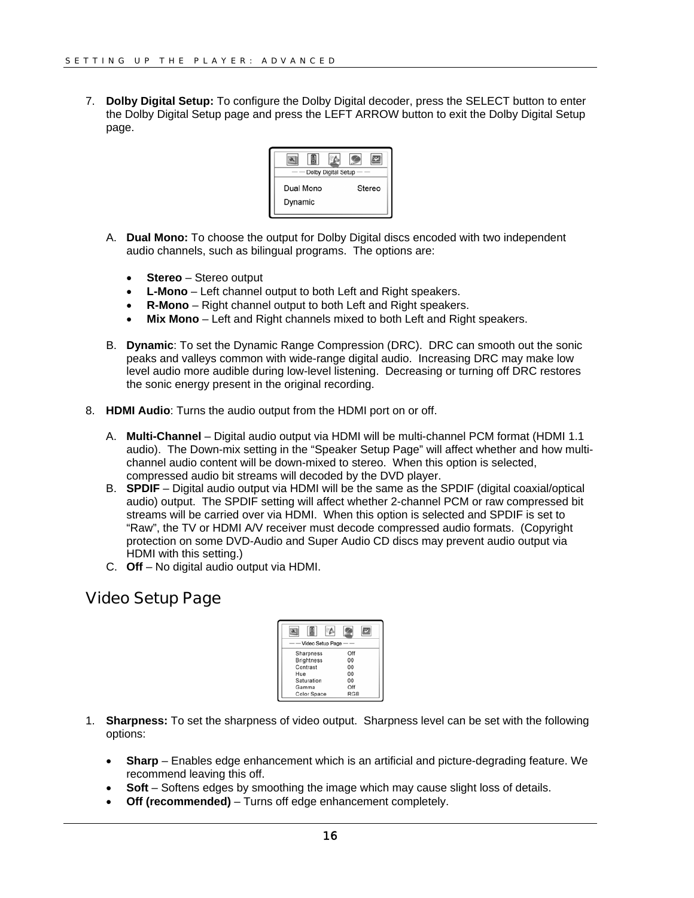7. **Dolby Digital Setup:** To configure the Dolby Digital decoder, press the SELECT button to enter the Dolby Digital Setup page and press the LEFT ARROW button to exit the Dolby Digital Setup page.

   A. **Dual Mono:** To choose the output for Dolby Digital discs encoded with two independent audio channels, such as bilingual programs. The options are:

   - **Stereo** – Stereo output
   - **L-Mono** – Left channel output to both Left and Right speakers.
   - **R-Mono** – Right channel output to both Left and Right speakers.
   - **Mix Mono** – Left and Right channels mixed to both Left and Right speakers.

   B. **Dynamic**: To set the Dynamic Range Compression (DRC). DRC can smooth out the sonic peaks and valleys common with wide-range digital audio. Increasing DRC may make low level audio more audible during low-level listening. Decreasing or turning off DRC restores the sonic energy present in the original recording.

8. **HDMI Audio**: Turns the audio output from the HDMI port on or off.

   A. **Multi-Channel** – Digital audio output via HDMI will be multi-channel PCM format (HDMI 1.1 audio). The Down-mix setting in the "Speaker Setup Page" will affect whether and how multi-channel audio content will be down-mixed to stereo. When this option is selected, compressed audio bit streams will decoded by the DVD player.

   B. **SPDIF** – Digital audio output via HDMI will be the same as the SPDIF (digital coaxial/optical audio) output. The SPDIF setting will affect whether 2-channel PCM or raw compressed bit streams will be carried over via HDMI. When this option is selected and SPDIF is set to "Raw", the TV or HDMI A/V receiver must decode compressed audio formats. (Copyright protection on some DVD-Audio and Super Audio CD discs may prevent audio output via HDMI with this setting.)

   C. **Off** – No digital audio output via HDMI.

## Video Setup Page

1. **Sharpness:** To set the sharpness of video output. Sharpness level can be set with the following options:

   - **Sharp** – Enables edge enhancement which is an artificial and picture-degrading feature. We recommend leaving this off.
   - **Soft** – Softens edges by smoothing the image which may cause slight loss of details.
   - **Off (recommended)** – Turns off edge enhancement completely.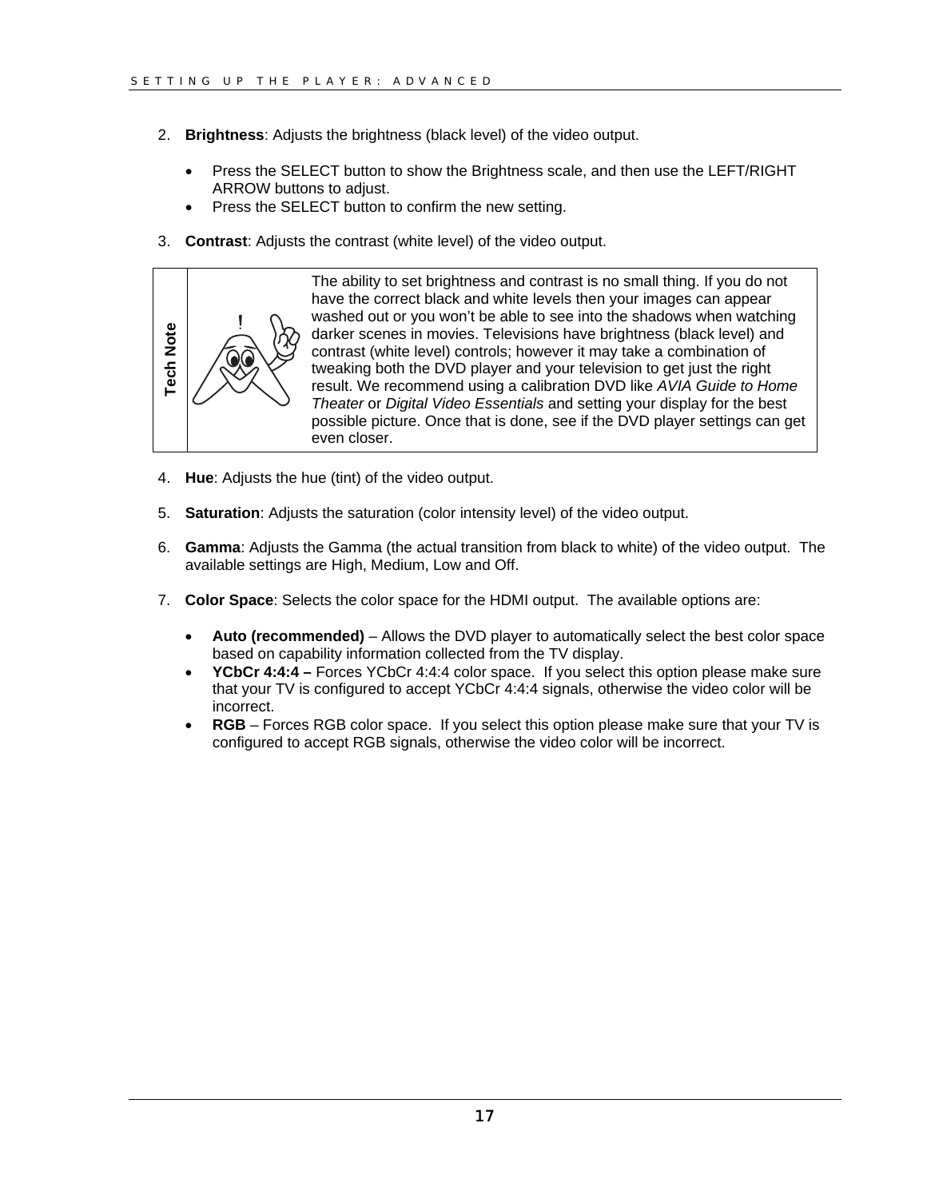2. **Brightness**: Adjusts the brightness (black level) of the video output.

   - Press the SELECT button to show the Brightness scale, and then use the LEFT/RIGHT ARROW buttons to adjust.
   - Press the SELECT button to confirm the new setting.

3. **Contrast**: Adjusts the contrast (white level) of the video output.

| Tech Note | |
|---|---|
| | The ability to set brightness and contrast is no small thing. If you do not have the correct black and white levels then your images can appear washed out or you won't be able to see into the shadows when watching darker scenes in movies. Televisions have brightness (black level) and contrast (white level) controls; however it may take a combination of tweaking both the DVD player and your television to get just the right result. We recommend using a calibration DVD like *AVIA Guide to Home Theater* or *Digital Video Essentials* and setting your display for the best possible picture. Once that is done, see if the DVD player settings can get even closer. |

4. **Hue**: Adjusts the hue (tint) of the video output.

5. **Saturation**: Adjusts the saturation (color intensity level) of the video output.

6. **Gamma**: Adjusts the Gamma (the actual transition from black to white) of the video output. The available settings are High, Medium, Low and Off.

7. **Color Space**: Selects the color space for the HDMI output. The available options are:

   - **Auto (recommended)** – Allows the DVD player to automatically select the best color space based on capability information collected from the TV display.
   - **YCbCr 4:4:4 –** Forces YCbCr 4:4:4 color space. If you select this option please make sure that your TV is configured to accept YCbCr 4:4:4 signals, otherwise the video color will be incorrect.
   - **RGB** – Forces RGB color space. If you select this option please make sure that your TV is configured to accept RGB signals, otherwise the video color will be incorrect.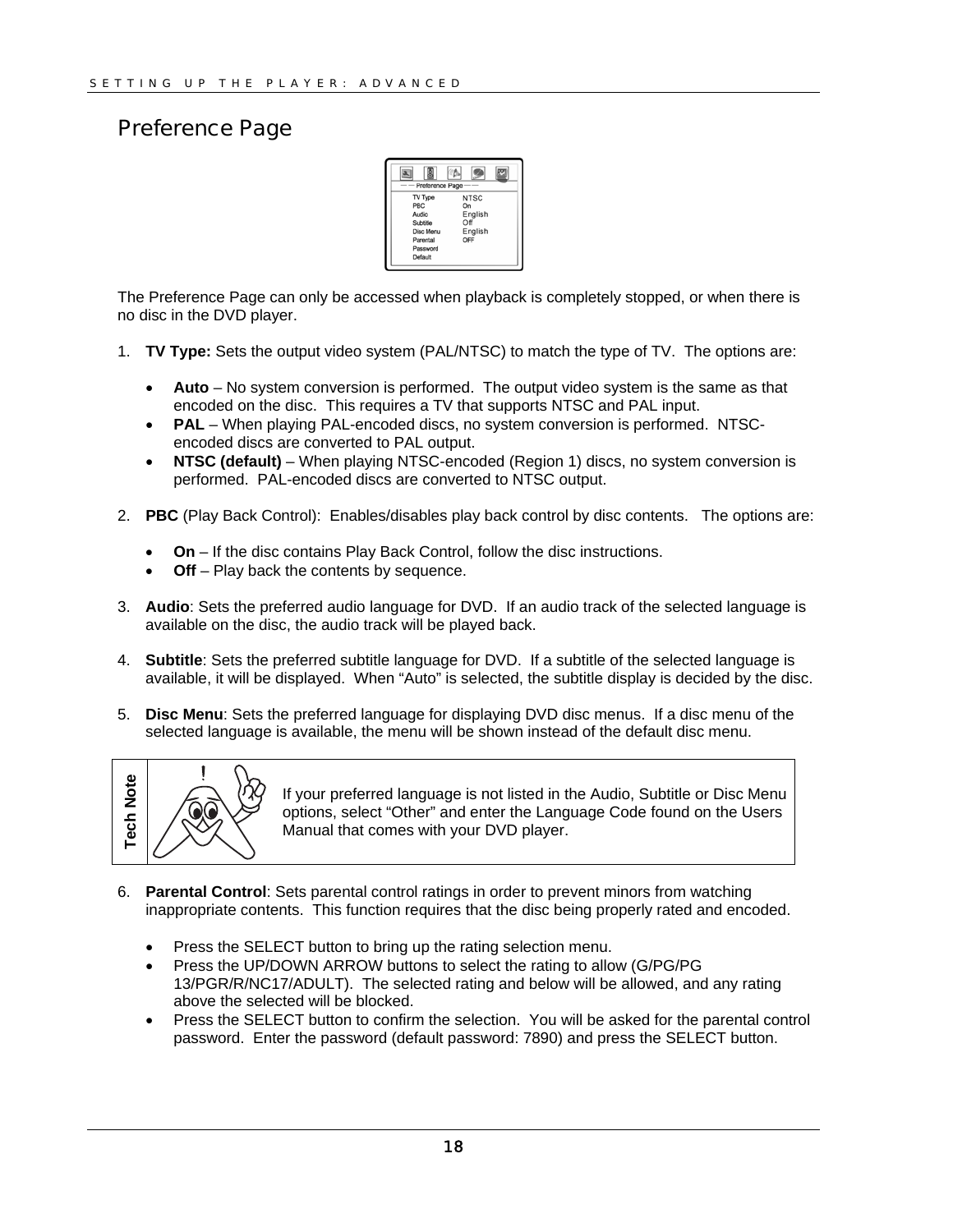## Preference Page

The Preference Page can only be accessed when playback is completely stopped, or when there is no disc in the DVD player.

1. **TV Type:** Sets the output video system (PAL/NTSC) to match the type of TV. The options are:

   - **Auto** – No system conversion is performed. The output video system is the same as that encoded on the disc. This requires a TV that supports NTSC and PAL input.
   - **PAL** – When playing PAL-encoded discs, no system conversion is performed. NTSC-encoded discs are converted to PAL output.
   - **NTSC (default)** – When playing NTSC-encoded (Region 1) discs, no system conversion is performed. PAL-encoded discs are converted to NTSC output.

2. **PBC** (Play Back Control): Enables/disables play back control by disc contents. The options are:

   - **On** – If the disc contains Play Back Control, follow the disc instructions.
   - **Off** – Play back the contents by sequence.

3. **Audio**: Sets the preferred audio language for DVD. If an audio track of the selected language is available on the disc, the audio track will be played back.

4. **Subtitle**: Sets the preferred subtitle language for DVD. If a subtitle of the selected language is available, it will be displayed. When "Auto" is selected, the subtitle display is decided by the disc.

5. **Disc Menu**: Sets the preferred language for displaying DVD disc menus. If a disc menu of the selected language is available, the menu will be shown instead of the default disc menu.

**Tech Note**

If your preferred language is not listed in the Audio, Subtitle or Disc Menu options, select "Other" and enter the Language Code found on the Users Manual that comes with your DVD player.

6. **Parental Control**: Sets parental control ratings in order to prevent minors from watching inappropriate contents. This function requires that the disc being properly rated and encoded.

   - Press the SELECT button to bring up the rating selection menu.
   - Press the UP/DOWN ARROW buttons to select the rating to allow (G/PG/PG 13/PGR/R/NC17/ADULT). The selected rating and below will be allowed, and any rating above the selected will be blocked.
   - Press the SELECT button to confirm the selection. You will be asked for the parental control password. Enter the password (default password: 7890) and press the SELECT button.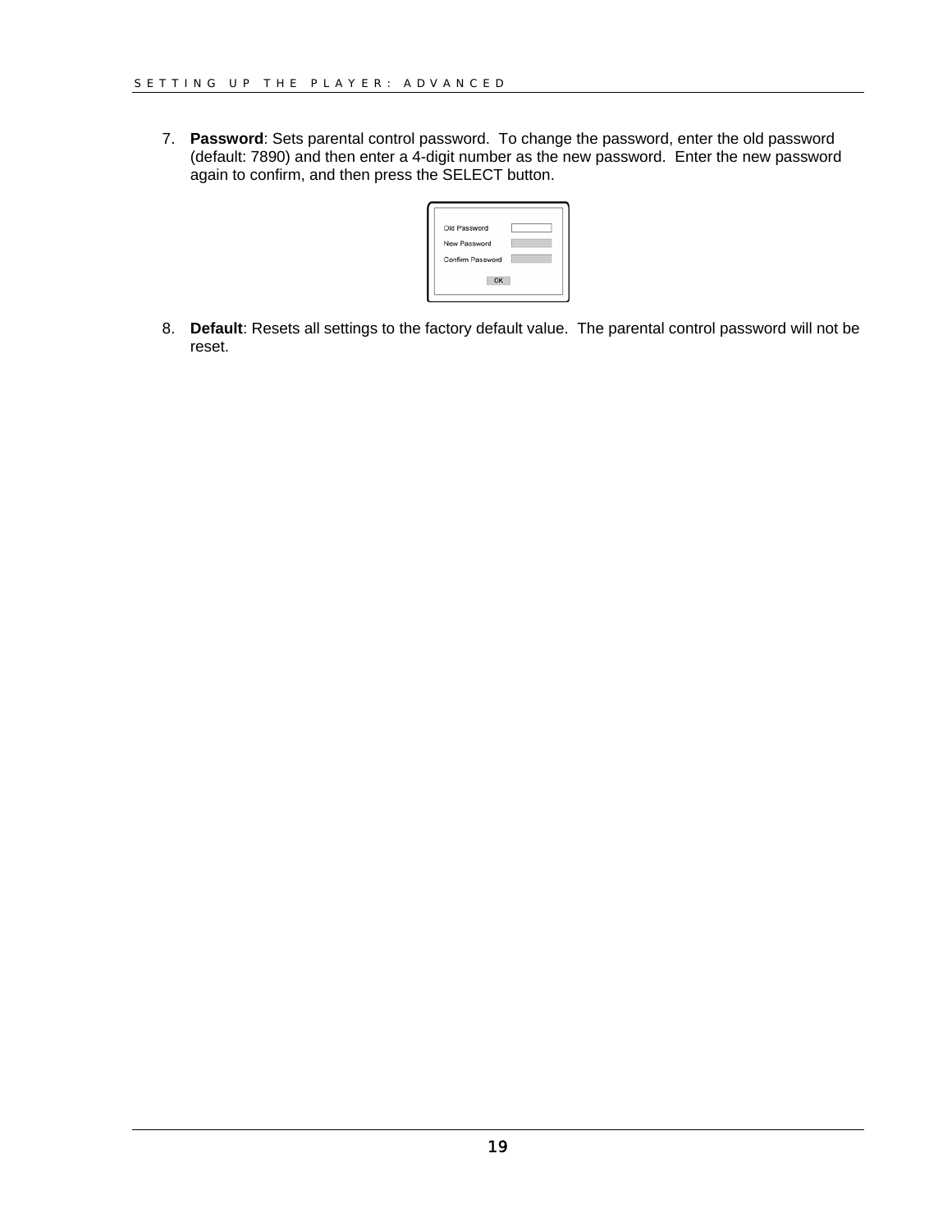7. **Password**: Sets parental control password. To change the password, enter the old password (default: 7890) and then enter a 4-digit number as the new password. Enter the new password again to confirm, and then press the SELECT button.

8. **Default**: Resets all settings to the factory default value. The parental control password will not be reset.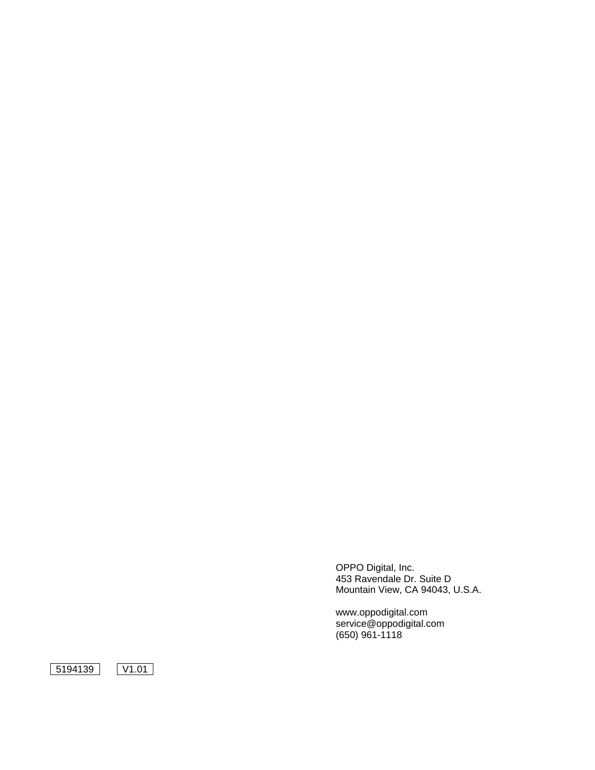OPPO Digital, Inc.
453 Ravendale Dr. Suite D
Mountain View, CA 94043, U.S.A.

www.oppodigital.com
service@oppodigital.com
(650) 961-1118

5194139 V1.01